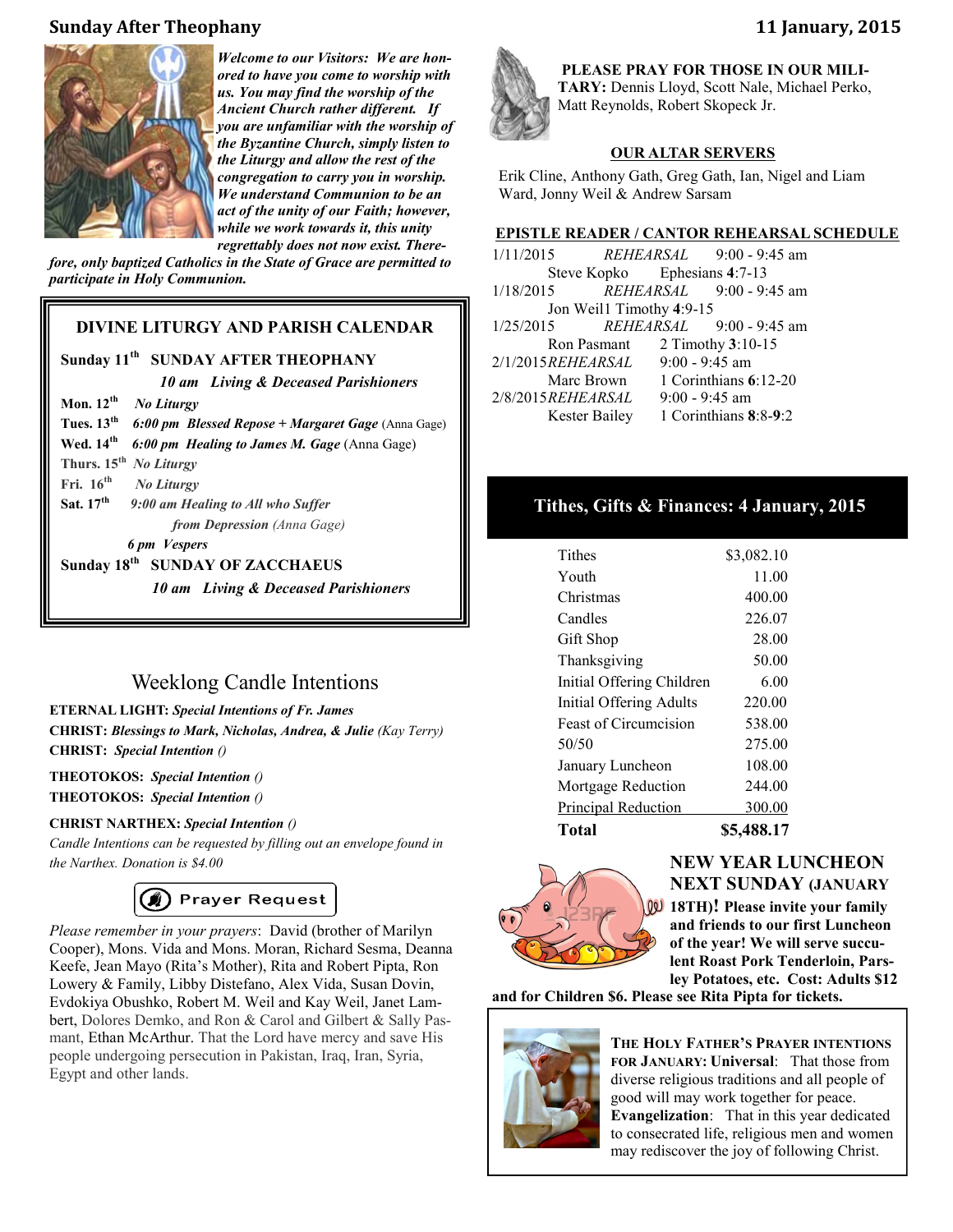## Sunday After Theophany

**11 January, 2015**

***Welcome to our Visitors: We are honored to have you come to worship with us. You may find the worship of the Ancient Church rather different. If you are unfamiliar with the worship of the Byzantine Church, simply listen to the Liturgy and allow the rest of the congregation to carry you in worship. We understand Communion to be an act of the unity of our Faith; however, while we work towards it, this unity regrettably does not now exist. Therefore, only baptized Catholics in the State of Grace are permitted to participate in Holy Communion.***

### DIVINE LITURGY AND PARISH CALENDAR

**Sunday 11th SUNDAY AFTER THEOPHANY**
***10 am Living & Deceased Parishioners***

**Mon. 12th** ***No Liturgy***

**Tues. 13th** ***6:00 pm Blessed Repose + Margaret Gage*** (Anna Gage)

**Wed. 14th** ***6:00 pm Healing to James M. Gage*** (Anna Gage)

**Thurs. 15th** ***No Liturgy***

**Fri. 16th** ***No Liturgy***

**Sat. 17th** ***9:00 am Healing to All who Suffer from Depression*** *(Anna Gage)*
***6 pm Vespers***

**Sunday 18th SUNDAY OF ZACCHAEUS**
***10 am Living & Deceased Parishioners***

### Weeklong Candle Intentions

**ETERNAL LIGHT:** ***Special Intentions of Fr. James***
**CHRIST:** ***Blessings to Mark, Nicholas, Andrea, & Julie*** *(Kay Terry)*
**CHRIST:** ***Special Intention ()***
**THEOTOKOS:** ***Special Intention ()***
**THEOTOKOS:** ***Special Intention ()***
**CHRIST NARTHEX:** ***Special Intention ()***

*Candle Intentions can be requested by filling out an envelope found in the Narthex. Donation is $4.00*

**Prayer Request**

*Please remember in your prayers*: David (brother of Marilyn Cooper), Mons. Vida and Mons. Moran, Richard Sesma, Deanna Keefe, Jean Mayo (Rita's Mother), Rita and Robert Pipta, Ron Lowery & Family, Libby Distefano, Alex Vida, Susan Dovin, Evdokiya Obushko, Robert M. Weil and Kay Weil, Janet Lambert, Dolores Demko, and Ron & Carol and Gilbert & Sally Pasmant, Ethan McArthur. That the Lord have mercy and save His people undergoing persecution in Pakistan, Iraq, Iran, Syria, Egypt and other lands.

**PLEASE PRAY FOR THOSE IN OUR MILITARY:** Dennis Lloyd, Scott Nale, Michael Perko, Matt Reynolds, Robert Skopeck Jr.

### OUR ALTAR SERVERS

Erik Cline, Anthony Gath, Greg Gath, Ian, Nigel and Liam Ward, Jonny Weil & Andrew Sarsam

### EPISTLE READER / CANTOR REHEARSAL SCHEDULE

| Date | | |
|---|---|---|
| 1/11/2015 | *REHEARSAL* | 9:00 - 9:45 am |
| | Steve Kopko | Ephesians **4**:7-13 |
| 1/18/2015 | *REHEARSAL* | 9:00 - 9:45 am |
| | Jon Weil | 1 Timothy **4**:9-15 |
| 1/25/2015 | *REHEARSAL* | 9:00 - 9:45 am |
| | Ron Pasmant | 2 Timothy **3**:10-15 |
| 2/1/2015 | *REHEARSAL* | 9:00 - 9:45 am |
| | Marc Brown | 1 Corinthians **6**:12-20 |
| 2/8/2015 | *REHEARSAL* | 9:00 - 9:45 am |
| | Kester Bailey | 1 Corinthians **8**:8-**9**:2 |

### Tithes, Gifts & Finances: 4 January, 2015

| Item | Amount |
|---|---|
| Tithes | $3,082.10 |
| Youth | 11.00 |
| Christmas | 400.00 |
| Candles | 226.07 |
| Gift Shop | 28.00 |
| Thanksgiving | 50.00 |
| Initial Offering Children | 6.00 |
| Initial Offering Adults | 220.00 |
| Feast of Circumcision | 538.00 |
| 50/50 | 275.00 |
| January Luncheon | 108.00 |
| Mortgage Reduction | 244.00 |
| Principal Reduction | 300.00 |
| **Total** | **$5,488.17** |

### NEW YEAR LUNCHEON NEXT SUNDAY (JANUARY 18TH)!

**Please invite your family and friends to our first Luncheon of the year! We will serve succulent Roast Pork Tenderloin, Parsley Potatoes, etc. Cost: Adults $12 and for Children $6. Please see Rita Pipta for tickets.**

**THE HOLY FATHER'S PRAYER INTENTIONS FOR JANUARY: Universal**: That those from diverse religious traditions and all people of good will may work together for peace. **Evangelization**: That in this year dedicated to consecrated life, religious men and women may rediscover the joy of following Christ.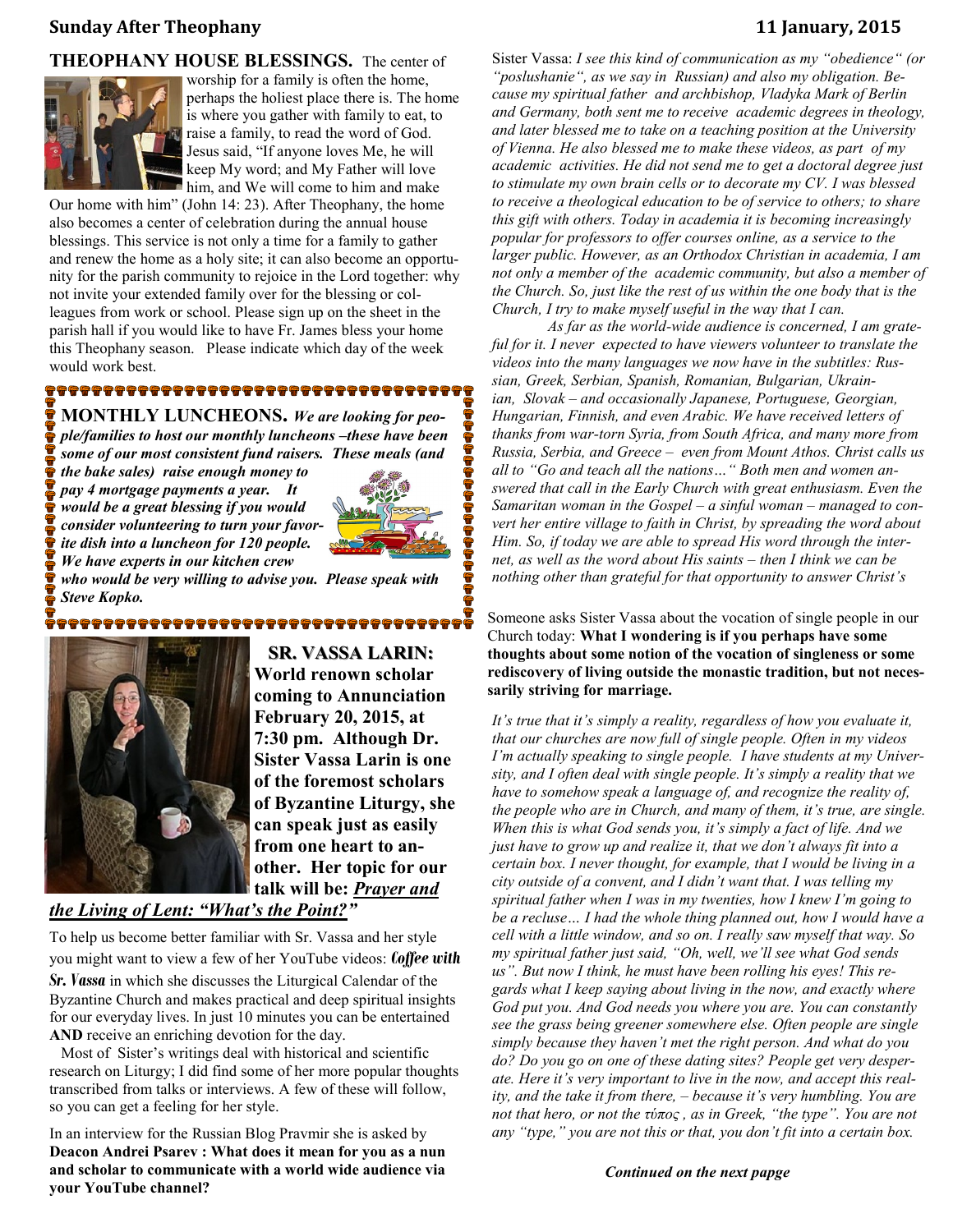**THEOPHANY HOUSE BLESSINGS.** The center of worship for a family is often the home, perhaps the holiest place there is. The home is where you gather with family to eat, to raise a family, to read the word of God. Jesus said, "If anyone loves Me, he will keep My word; and My Father will love him, and We will come to him and make Our home with him" (John 14: 23). After Theophany, the home also becomes a center of celebration during the annual house blessings. This service is not only a time for a family to gather and renew the home as a holy site; it can also become an opportunity for the parish community to rejoice in the Lord together: why not invite your extended family over for the blessing or colleagues from work or school. Please sign up on the sheet in the parish hall if you would like to have Fr. James bless your home this Theophany season. Please indicate which day of the week would work best.

**MONTHLY LUNCHEONS.** ***We are looking for people/families to host our monthly luncheons –these have been some of our most consistent fund raisers. These meals (and the bake sales) raise enough money to pay 4 mortgage payments a year. It would be a great blessing if you would consider volunteering to turn your favorite dish into a luncheon for 120 people. We have experts in our kitchen crew who would be very willing to advise you. Please speak with Steve Kopko.***

**SR. VASSA LARIN: World renown scholar coming to Annunciation February 20, 2015, at 7:30 pm. Although Dr. Sister Vassa Larin is one of the foremost scholars of Byzantine Liturgy, she can speak just as easily from one heart to another. Her topic for our talk will be: *Prayer and the Living of Lent: "What's the Point?"***

To help us become better familiar with Sr. Vassa and her style you might want to view a few of her YouTube videos: ***Coffee with Sr. Vassa*** in which she discusses the Liturgical Calendar of the Byzantine Church and makes practical and deep spiritual insights for our everyday lives. In just 10 minutes you can be entertained **AND** receive an enriching devotion for the day.

Most of Sister's writings deal with historical and scientific research on Liturgy; I did find some of her more popular thoughts transcribed from talks or interviews. A few of these will follow, so you can get a feeling for her style.

In an interview for the Russian Blog Pravmir she is asked by **Deacon Andrei Psarev : What does it mean for you as a nun and scholar to communicate with a world wide audience via your YouTube channel?**

Sister Vassa: *I see this kind of communication as my "obedience" (or "poslushanie", as we say in Russian) and also my obligation. Because my spiritual father and archbishop, Vladyka Mark of Berlin and Germany, both sent me to receive academic degrees in theology, and later blessed me to take on a teaching position at the University of Vienna. He also blessed me to make these videos, as part of my academic activities. He did not send me to get a doctoral degree just to stimulate my own brain cells or to decorate my CV. I was blessed to receive a theological education to be of service to others; to share this gift with others. Today in academia it is becoming increasingly popular for professors to offer courses online, as a service to the larger public. However, as an Orthodox Christian in academia, I am not only a member of the academic community, but also a member of the Church. So, just like the rest of us within the one body that is the Church, I try to make myself useful in the way that I can.*

*As far as the world-wide audience is concerned, I am grateful for it. I never expected to have viewers volunteer to translate the videos into the many languages we now have in the subtitles: Russian, Greek, Serbian, Spanish, Romanian, Bulgarian, Ukrainian, Slovak – and occasionally Japanese, Portuguese, Georgian, Hungarian, Finnish, and even Arabic. We have received letters of thanks from war-torn Syria, from South Africa, and many more from Russia, Serbia, and Greece – even from Mount Athos. Christ calls us all to "Go and teach all the nations…" Both men and women answered that call in the Early Church with great enthusiasm. Even the Samaritan woman in the Gospel – a sinful woman – managed to convert her entire village to faith in Christ, by spreading the word about Him. So, if today we are able to spread His word through the internet, as well as the word about His saints – then I think we can be nothing other than grateful for that opportunity to answer Christ's*

Someone asks Sister Vassa about the vocation of single people in our Church today: **What I wondering is if you perhaps have some thoughts about some notion of the vocation of singleness or some rediscovery of living outside the monastic tradition, but not necessarily striving for marriage.**

*It's true that it's simply a reality, regardless of how you evaluate it, that our churches are now full of single people. Often in my videos I'm actually speaking to single people. I have students at my University, and I often deal with single people. It's simply a reality that we have to somehow speak a language of, and recognize the reality of, the people who are in Church, and many of them, it's true, are single. When this is what God sends you, it's simply a fact of life. And we just have to grow up and realize it, that we don't always fit into a certain box. I never thought, for example, that I would be living in a city outside of a convent, and I didn't want that. I was telling my spiritual father when I was in my twenties, how I knew I'm going to be a recluse… I had the whole thing planned out, how I would have a cell with a little window, and so on. I really saw myself that way. So my spiritual father just said, "Oh, well, we'll see what God sends us". But now I think, he must have been rolling his eyes! This regards what I keep saying about living in the now, and exactly where God put you. And God needs you where you are. You can constantly see the grass being greener somewhere else. Often people are single simply because they haven't met the right person. And what do you do? Do you go on one of these dating sites? People get very desperate. Here it's very important to live in the now, and accept this reality, and the take it from there, – because it's very humbling. You are not that hero, or not the τύπος, as in Greek, "the type". You are not any "type," you are not this or that, you don't fit into a certain box.*

***Continued on the next papge***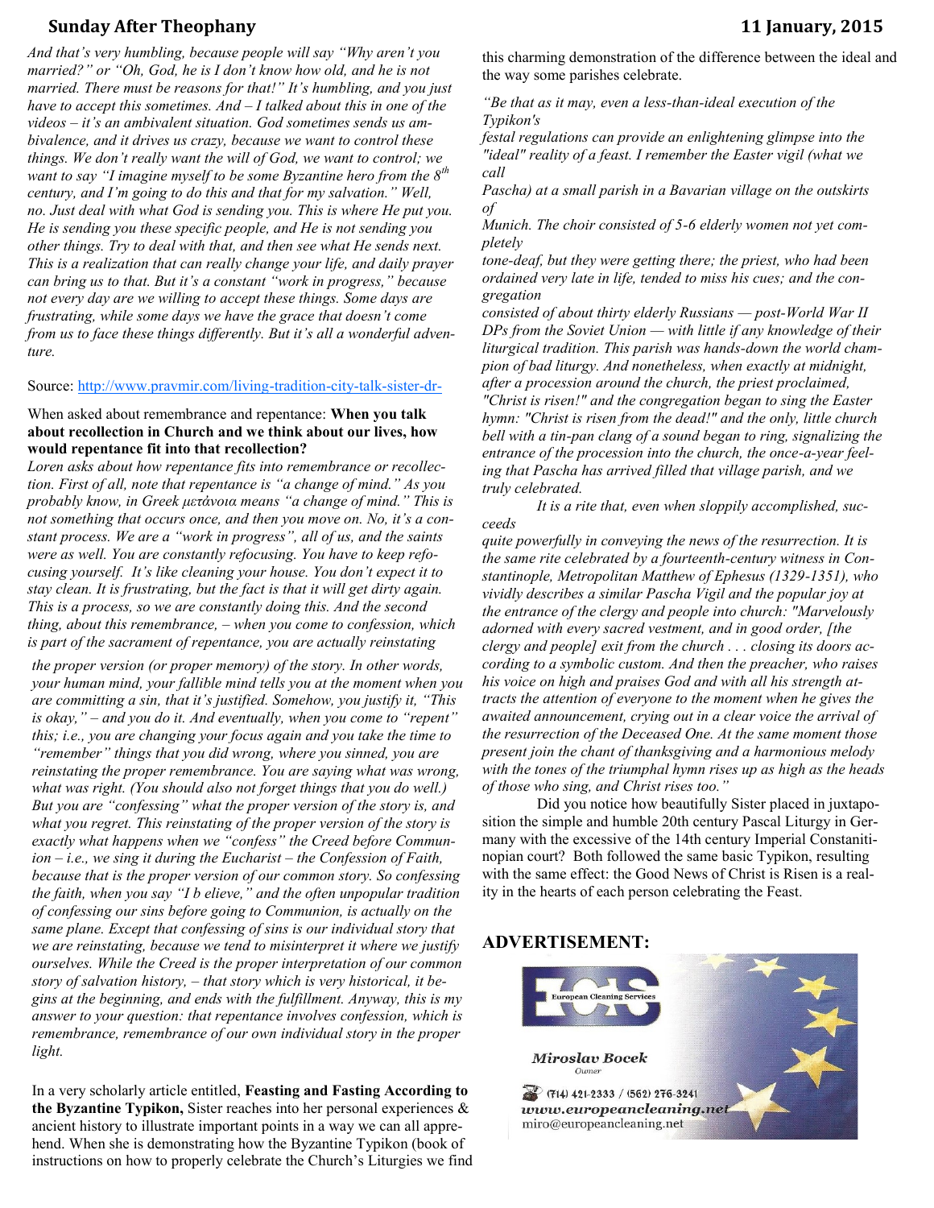*And that's very humbling, because people will say "Why aren't you married?" or "Oh, God, he is I don't know how old, and he is not married. There must be reasons for that!" It's humbling, and you just have to accept this sometimes. And – I talked about this in one of the videos – it's an ambivalent situation. God sometimes sends us ambivalence, and it drives us crazy, because we want to control these things. We don't really want the will of God, we want to control; we want to say "I imagine myself to be some Byzantine hero from the 8th century, and I'm going to do this and that for my salvation." Well, no. Just deal with what God is sending you. This is where He put you. He is sending you these specific people, and He is not sending you other things. Try to deal with that, and then see what He sends next. This is a realization that can really change your life, and daily prayer can bring us to that. But it's a constant "work in progress," because not every day are we willing to accept these things. Some days are frustrating, while some days we have the grace that doesn't come from us to face these things differently. But it's all a wonderful adventure.*

Source: http://www.pravmir.com/living-tradition-city-talk-sister-dr-

When asked about remembrance and repentance: **When you talk about recollection in Church and we think about our lives, how would repentance fit into that recollection?**

*Loren asks about how repentance fits into remembrance or recollection. First of all, note that repentance is "a change of mind." As you probably know, in Greek μετάνοια means "a change of mind." This is not something that occurs once, and then you move on. No, it's a constant process. We are a "work in progress", all of us, and the saints were as well. You are constantly refocusing. You have to keep refocusing yourself. It's like cleaning your house. You don't expect it to stay clean. It is frustrating, but the fact is that it will get dirty again. This is a process, so we are constantly doing this. And the second thing, about this remembrance, – when you come to confession, which is part of the sacrament of repentance, you are actually reinstating the proper version (or proper memory) of the story. In other words, your human mind, your fallible mind tells you at the moment when you are committing a sin, that it's justified. Somehow, you justify it, "This is okay," – and you do it. And eventually, when you come to "repent" this; i.e., you are changing your focus again and you take the time to "remember" things that you did wrong, where you sinned, you are reinstating the proper remembrance. You are saying what was wrong, what was right. (You should also not forget things that you do well.) But you are "confessing" what the proper version of the story is, and what you regret. This reinstating of the proper version of the story is exactly what happens when we "confess" the Creed before Communion – i.e., we sing it during the Eucharist – the Confession of Faith, because that is the proper version of our common story. So confessing the faith, when you say "I b elieve," and the often unpopular tradition of confessing our sins before going to Communion, is actually on the same plane. Except that confessing of sins is our individual story that we are reinstating, because we tend to misinterpret it where we justify ourselves. While the Creed is the proper interpretation of our common story of salvation history, – that story which is very historical, it begins at the beginning, and ends with the fulfillment. Anyway, this is my answer to your question: that repentance involves confession, which is remembrance, remembrance of our own individual story in the proper light.*

In a very scholarly article entitled, **Feasting and Fasting According to the Byzantine Typikon,** Sister reaches into her personal experiences & ancient history to illustrate important points in a way we can all apprehend. When she is demonstrating how the Byzantine Typikon (book of instructions on how to properly celebrate the Church's Liturgies we find this charming demonstration of the difference between the ideal and the way some parishes celebrate.

*"Be that as it may, even a less-than-ideal execution of the Typikon's festal regulations can provide an enlightening glimpse into the "ideal" reality of a feast. I remember the Easter vigil (what we call Pascha) at a small parish in a Bavarian village on the outskirts of Munich. The choir consisted of 5-6 elderly women not yet completely tone-deaf, but they were getting there; the priest, who had been ordained very late in life, tended to miss his cues; and the congregation consisted of about thirty elderly Russians — post-World War II DPs from the Soviet Union — with little if any knowledge of their liturgical tradition. This parish was hands-down the world champion of bad liturgy. And nonetheless, when exactly at midnight, after a procession around the church, the priest proclaimed, "Christ is risen!" and the congregation began to sing the Easter hymn: "Christ is risen from the dead!" and the only, little church bell with a tin-pan clang of a sound began to ring, signalizing the entrance of the procession into the church, the once-a-year feeling that Pascha has arrived filled that village parish, and we truly celebrated.*

*It is a rite that, even when sloppily accomplished, succeeds quite powerfully in conveying the news of the resurrection. It is the same rite celebrated by a fourteenth-century witness in Constantinople, Metropolitan Matthew of Ephesus (1329-1351), who vividly describes a similar Pascha Vigil and the popular joy at the entrance of the clergy and people into church: "Marvelously adorned with every sacred vestment, and in good order, [the clergy and people] exit from the church . . . closing its doors according to a symbolic custom. And then the preacher, who raises his voice on high and praises God and with all his strength attracts the attention of everyone to the moment when he gives the awaited announcement, crying out in a clear voice the arrival of the resurrection of the Deceased One. At the same moment those present join the chant of thanksgiving and a harmonious melody with the tones of the triumphal hymn rises up as high as the heads of those who sing, and Christ rises too."*

Did you notice how beautifully Sister placed in juxtaposition the simple and humble 20th century Pascal Liturgy in Germany with the excessive of the 14th century Imperial Constantinopian court? Both followed the same basic Typikon, resulting with the same effect: the Good News of Christ is Risen is a reality in the hearts of each person celebrating the Feast.

## ADVERTISEMENT:

ECS
European Cleaning Services

Miroslav Bocek
Owner

(714) 421-2333 / (562) 276-3241
www.europeancleaning.net
miro@europeancleaning.net